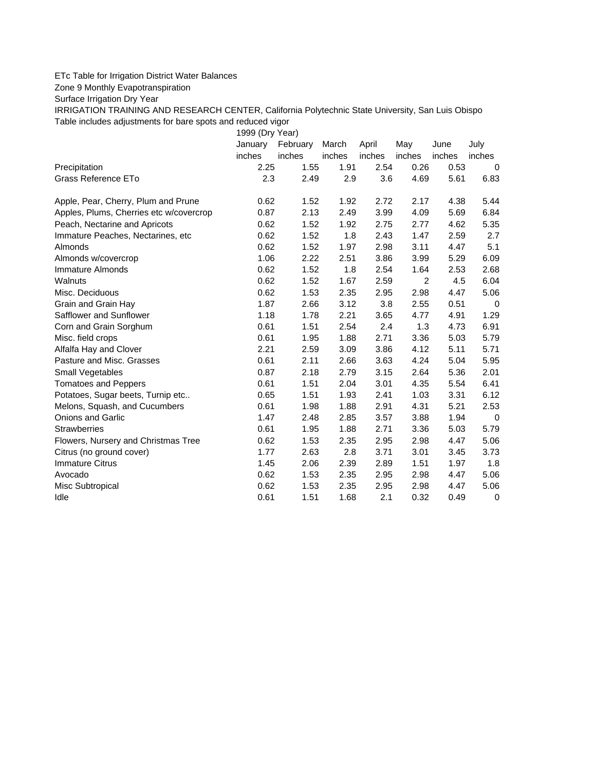ETc Table for Irrigation District Water Balances

Zone 9 Monthly Evapotranspiration

Surface Irrigation Dry Year

IRRIGATION TRAINING AND RESEARCH CENTER, California Polytechnic State University, San Luis Obispo

Table includes adjustments for bare spots and reduced vigor

| | 1999 (Dry Year) | | | | | | |
|---|---|---|---|---|---|---|---|
| | January | February | March | April | May | June | July |
| | inches | inches | inches | inches | inches | inches | inches |
| Precipitation | 2.25 | 1.55 | 1.91 | 2.54 | 0.26 | 0.53 | 0 |
| Grass Reference ETo | 2.3 | 2.49 | 2.9 | 3.6 | 4.69 | 5.61 | 6.83 |
| | | | | | | | |
| Apple, Pear, Cherry, Plum and Prune | 0.62 | 1.52 | 1.92 | 2.72 | 2.17 | 4.38 | 5.44 |
| Apples, Plums, Cherries etc w/covercrop | 0.87 | 2.13 | 2.49 | 3.99 | 4.09 | 5.69 | 6.84 |
| Peach, Nectarine and Apricots | 0.62 | 1.52 | 1.92 | 2.75 | 2.77 | 4.62 | 5.35 |
| Immature Peaches, Nectarines, etc | 0.62 | 1.52 | 1.8 | 2.43 | 1.47 | 2.59 | 2.7 |
| Almonds | 0.62 | 1.52 | 1.97 | 2.98 | 3.11 | 4.47 | 5.1 |
| Almonds w/covercrop | 1.06 | 2.22 | 2.51 | 3.86 | 3.99 | 5.29 | 6.09 |
| Immature Almonds | 0.62 | 1.52 | 1.8 | 2.54 | 1.64 | 2.53 | 2.68 |
| Walnuts | 0.62 | 1.52 | 1.67 | 2.59 | 2 | 4.5 | 6.04 |
| Misc. Deciduous | 0.62 | 1.53 | 2.35 | 2.95 | 2.98 | 4.47 | 5.06 |
| Grain and Grain Hay | 1.87 | 2.66 | 3.12 | 3.8 | 2.55 | 0.51 | 0 |
| Safflower and Sunflower | 1.18 | 1.78 | 2.21 | 3.65 | 4.77 | 4.91 | 1.29 |
| Corn and Grain Sorghum | 0.61 | 1.51 | 2.54 | 2.4 | 1.3 | 4.73 | 6.91 |
| Misc. field crops | 0.61 | 1.95 | 1.88 | 2.71 | 3.36 | 5.03 | 5.79 |
| Alfalfa Hay and Clover | 2.21 | 2.59 | 3.09 | 3.86 | 4.12 | 5.11 | 5.71 |
| Pasture and Misc. Grasses | 0.61 | 2.11 | 2.66 | 3.63 | 4.24 | 5.04 | 5.95 |
| Small Vegetables | 0.87 | 2.18 | 2.79 | 3.15 | 2.64 | 5.36 | 2.01 |
| Tomatoes and Peppers | 0.61 | 1.51 | 2.04 | 3.01 | 4.35 | 5.54 | 6.41 |
| Potatoes, Sugar beets, Turnip etc.. | 0.65 | 1.51 | 1.93 | 2.41 | 1.03 | 3.31 | 6.12 |
| Melons, Squash, and Cucumbers | 0.61 | 1.98 | 1.88 | 2.91 | 4.31 | 5.21 | 2.53 |
| Onions and Garlic | 1.47 | 2.48 | 2.85 | 3.57 | 3.88 | 1.94 | 0 |
| Strawberries | 0.61 | 1.95 | 1.88 | 2.71 | 3.36 | 5.03 | 5.79 |
| Flowers, Nursery and Christmas Tree | 0.62 | 1.53 | 2.35 | 2.95 | 2.98 | 4.47 | 5.06 |
| Citrus (no ground cover) | 1.77 | 2.63 | 2.8 | 3.71 | 3.01 | 3.45 | 3.73 |
| Immature Citrus | 1.45 | 2.06 | 2.39 | 2.89 | 1.51 | 1.97 | 1.8 |
| Avocado | 0.62 | 1.53 | 2.35 | 2.95 | 2.98 | 4.47 | 5.06 |
| Misc Subtropical | 0.62 | 1.53 | 2.35 | 2.95 | 2.98 | 4.47 | 5.06 |
| Idle | 0.61 | 1.51 | 1.68 | 2.1 | 0.32 | 0.49 | 0 |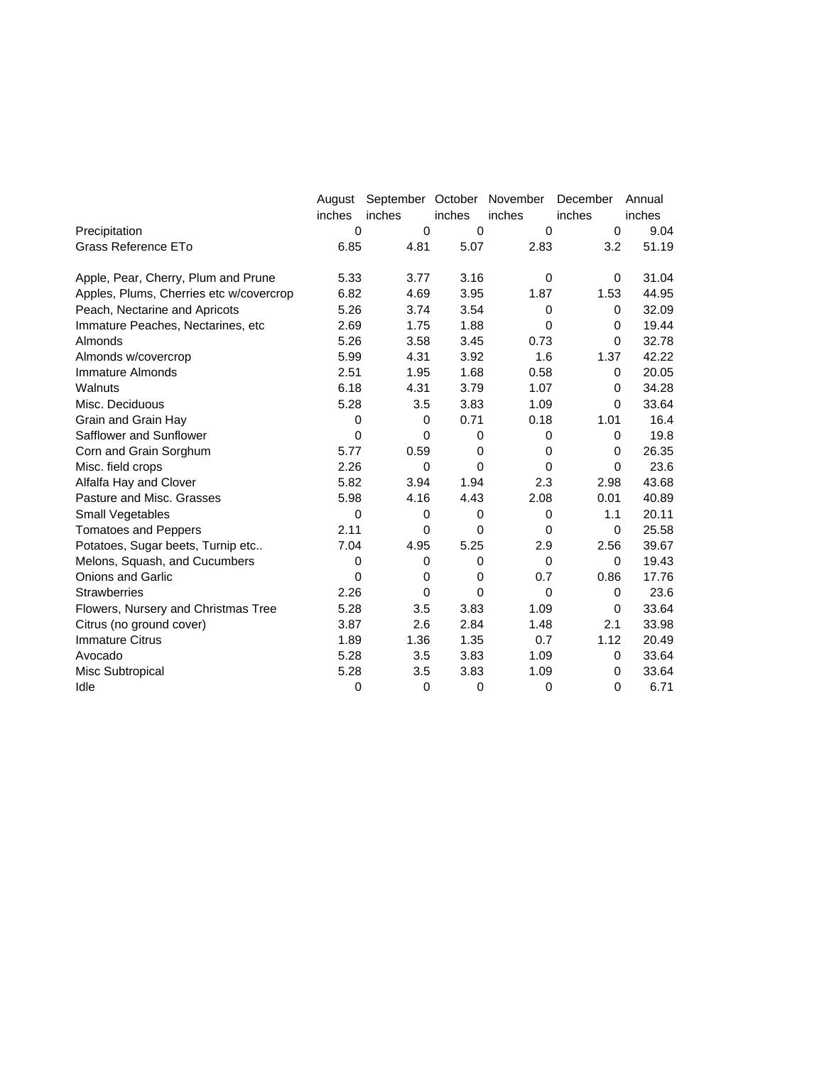| | August inches | September inches | October inches | November inches | December inches | Annual inches |
|---|---|---|---|---|---|---|
| Precipitation | 0 | 0 | 0 | 0 | 0 | 9.04 |
| Grass Reference ETo | 6.85 | 4.81 | 5.07 | 2.83 | 3.2 | 51.19 |
| | | | | | | |
| Apple, Pear, Cherry, Plum and Prune | 5.33 | 3.77 | 3.16 | 0 | 0 | 31.04 |
| Apples, Plums, Cherries etc w/covercrop | 6.82 | 4.69 | 3.95 | 1.87 | 1.53 | 44.95 |
| Peach, Nectarine and Apricots | 5.26 | 3.74 | 3.54 | 0 | 0 | 32.09 |
| Immature Peaches, Nectarines, etc | 2.69 | 1.75 | 1.88 | 0 | 0 | 19.44 |
| Almonds | 5.26 | 3.58 | 3.45 | 0.73 | 0 | 32.78 |
| Almonds w/covercrop | 5.99 | 4.31 | 3.92 | 1.6 | 1.37 | 42.22 |
| Immature Almonds | 2.51 | 1.95 | 1.68 | 0.58 | 0 | 20.05 |
| Walnuts | 6.18 | 4.31 | 3.79 | 1.07 | 0 | 34.28 |
| Misc. Deciduous | 5.28 | 3.5 | 3.83 | 1.09 | 0 | 33.64 |
| Grain and Grain Hay | 0 | 0 | 0.71 | 0.18 | 1.01 | 16.4 |
| Safflower and Sunflower | 0 | 0 | 0 | 0 | 0 | 19.8 |
| Corn and Grain Sorghum | 5.77 | 0.59 | 0 | 0 | 0 | 26.35 |
| Misc. field crops | 2.26 | 0 | 0 | 0 | 0 | 23.6 |
| Alfalfa Hay and Clover | 5.82 | 3.94 | 1.94 | 2.3 | 2.98 | 43.68 |
| Pasture and Misc. Grasses | 5.98 | 4.16 | 4.43 | 2.08 | 0.01 | 40.89 |
| Small Vegetables | 0 | 0 | 0 | 0 | 1.1 | 20.11 |
| Tomatoes and Peppers | 2.11 | 0 | 0 | 0 | 0 | 25.58 |
| Potatoes, Sugar beets, Turnip etc.. | 7.04 | 4.95 | 5.25 | 2.9 | 2.56 | 39.67 |
| Melons, Squash, and Cucumbers | 0 | 0 | 0 | 0 | 0 | 19.43 |
| Onions and Garlic | 0 | 0 | 0 | 0.7 | 0.86 | 17.76 |
| Strawberries | 2.26 | 0 | 0 | 0 | 0 | 23.6 |
| Flowers, Nursery and Christmas Tree | 5.28 | 3.5 | 3.83 | 1.09 | 0 | 33.64 |
| Citrus (no ground cover) | 3.87 | 2.6 | 2.84 | 1.48 | 2.1 | 33.98 |
| Immature Citrus | 1.89 | 1.36 | 1.35 | 0.7 | 1.12 | 20.49 |
| Avocado | 5.28 | 3.5 | 3.83 | 1.09 | 0 | 33.64 |
| Misc Subtropical | 5.28 | 3.5 | 3.83 | 1.09 | 0 | 33.64 |
| Idle | 0 | 0 | 0 | 0 | 0 | 6.71 |